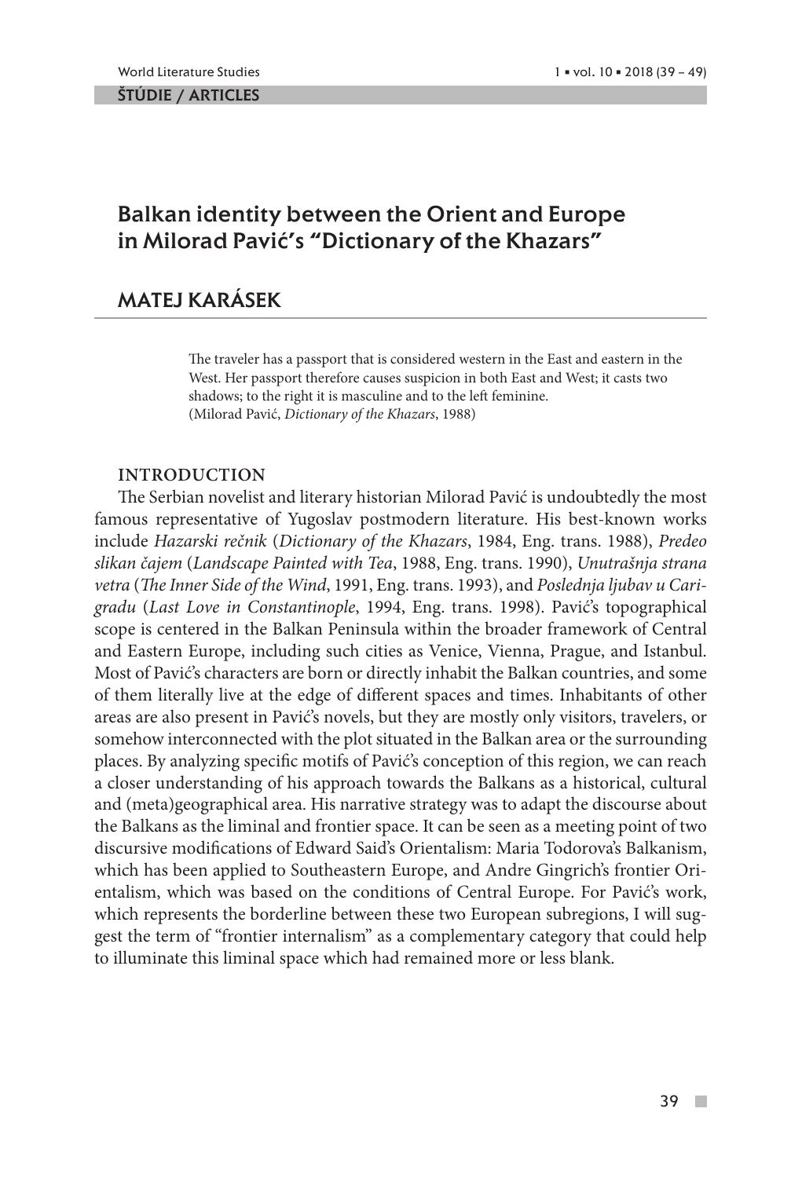ŠTÚDIE / ARTICLES

# Balkan identity between the Orient and Europe in Milorad Pavić's "Dictionary of the Khazars"

## MATEJ KARÁSEK

The traveler has a passport that is considered western in the East and eastern in the West. Her passport therefore causes suspicion in both East and West; it casts two shadows; to the right it is masculine and to the left feminine.
(Milorad Pavić, *Dictionary of the Khazars*, 1988)

### INTRODUCTION

The Serbian novelist and literary historian Milorad Pavić is undoubtedly the most famous representative of Yugoslav postmodern literature. His best-known works include *Hazarski rečnik* (*Dictionary of the Khazars*, 1984, Eng. trans. 1988), *Predeo slikan čajem* (*Landscape Painted with Tea*, 1988, Eng. trans. 1990), *Unutrašnja strana vetra* (*The Inner Side of the Wind*, 1991, Eng. trans. 1993), and *Poslednja ljubav u Carigradu* (*Last Love in Constantinople*, 1994, Eng. trans. 1998). Pavić's topographical scope is centered in the Balkan Peninsula within the broader framework of Central and Eastern Europe, including such cities as Venice, Vienna, Prague, and Istanbul. Most of Pavić's characters are born or directly inhabit the Balkan countries, and some of them literally live at the edge of different spaces and times. Inhabitants of other areas are also present in Pavić's novels, but they are mostly only visitors, travelers, or somehow interconnected with the plot situated in the Balkan area or the surrounding places. By analyzing specific motifs of Pavić's conception of this region, we can reach a closer understanding of his approach towards the Balkans as a historical, cultural and (meta)geographical area. His narrative strategy was to adapt the discourse about the Balkans as the liminal and frontier space. It can be seen as a meeting point of two discursive modifications of Edward Said's Orientalism: Maria Todorova's Balkanism, which has been applied to Southeastern Europe, and Andre Gingrich's frontier Orientalism, which was based on the conditions of Central Europe. For Pavić's work, which represents the borderline between these two European subregions, I will suggest the term of "frontier internalism" as a complementary category that could help to illuminate this liminal space which had remained more or less blank.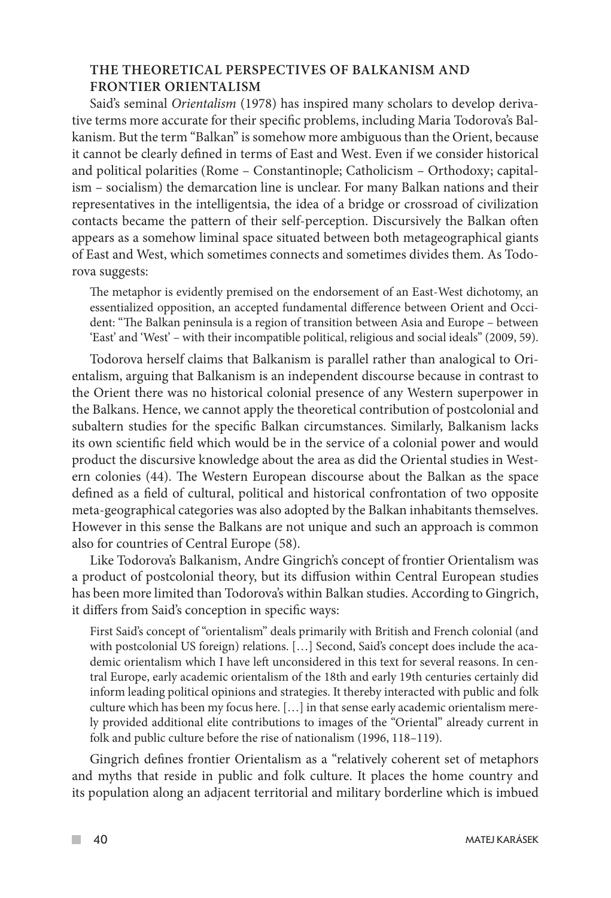## THE THEORETICAL PERSPECTIVES OF BALKANISM AND FRONTIER ORIENTALISM

Said's seminal *Orientalism* (1978) has inspired many scholars to develop derivative terms more accurate for their specific problems, including Maria Todorova's Balkanism. But the term "Balkan" is somehow more ambiguous than the Orient, because it cannot be clearly defined in terms of East and West. Even if we consider historical and political polarities (Rome – Constantinople; Catholicism – Orthodoxy; capitalism – socialism) the demarcation line is unclear. For many Balkan nations and their representatives in the intelligentsia, the idea of a bridge or crossroad of civilization contacts became the pattern of their self-perception. Discursively the Balkan often appears as a somehow liminal space situated between both metageographical giants of East and West, which sometimes connects and sometimes divides them. As Todorova suggests:

> The metaphor is evidently premised on the endorsement of an East-West dichotomy, an essentialized opposition, an accepted fundamental difference between Orient and Occident: "The Balkan peninsula is a region of transition between Asia and Europe – between 'East' and 'West' – with their incompatible political, religious and social ideals" (2009, 59).

Todorova herself claims that Balkanism is parallel rather than analogical to Orientalism, arguing that Balkanism is an independent discourse because in contrast to the Orient there was no historical colonial presence of any Western superpower in the Balkans. Hence, we cannot apply the theoretical contribution of postcolonial and subaltern studies for the specific Balkan circumstances. Similarly, Balkanism lacks its own scientific field which would be in the service of a colonial power and would product the discursive knowledge about the area as did the Oriental studies in Western colonies (44). The Western European discourse about the Balkan as the space defined as a field of cultural, political and historical confrontation of two opposite meta-geographical categories was also adopted by the Balkan inhabitants themselves. However in this sense the Balkans are not unique and such an approach is common also for countries of Central Europe (58).

Like Todorova's Balkanism, Andre Gingrich's concept of frontier Orientalism was a product of postcolonial theory, but its diffusion within Central European studies has been more limited than Todorova's within Balkan studies. According to Gingrich, it differs from Said's conception in specific ways:

> First Said's concept of "orientalism" deals primarily with British and French colonial (and with postcolonial US foreign) relations. […] Second, Said's concept does include the academic orientalism which I have left unconsidered in this text for several reasons. In central Europe, early academic orientalism of the 18th and early 19th centuries certainly did inform leading political opinions and strategies. It thereby interacted with public and folk culture which has been my focus here. […] in that sense early academic orientalism merely provided additional elite contributions to images of the "Oriental" already current in folk and public culture before the rise of nationalism (1996, 118–119).

Gingrich defines frontier Orientalism as a "relatively coherent set of metaphors and myths that reside in public and folk culture. It places the home country and its population along an adjacent territorial and military borderline which is imbued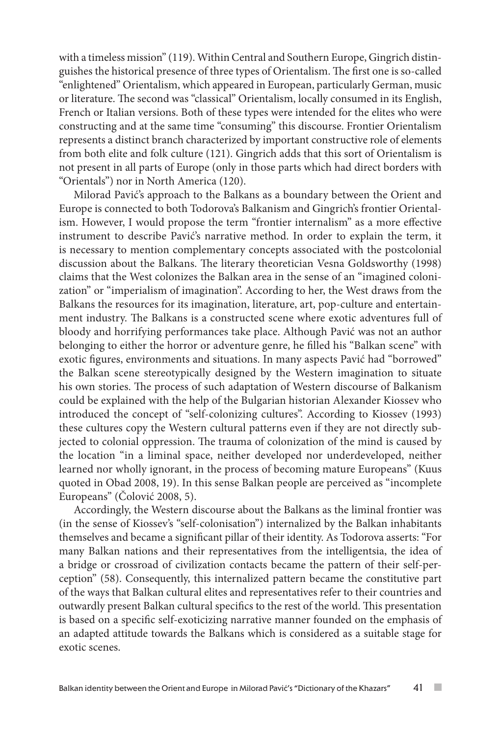with a timeless mission" (119). Within Central and Southern Europe, Gingrich distinguishes the historical presence of three types of Orientalism. The first one is so-called "enlightened" Orientalism, which appeared in European, particularly German, music or literature. The second was "classical" Orientalism, locally consumed in its English, French or Italian versions. Both of these types were intended for the elites who were constructing and at the same time "consuming" this discourse. Frontier Orientalism represents a distinct branch characterized by important constructive role of elements from both elite and folk culture (121). Gingrich adds that this sort of Orientalism is not present in all parts of Europe (only in those parts which had direct borders with "Orientals") nor in North America (120).

Milorad Pavić's approach to the Balkans as a boundary between the Orient and Europe is connected to both Todorova's Balkanism and Gingrich's frontier Orientalism. However, I would propose the term "frontier internalism" as a more effective instrument to describe Pavić's narrative method. In order to explain the term, it is necessary to mention complementary concepts associated with the postcolonial discussion about the Balkans. The literary theoretician Vesna Goldsworthy (1998) claims that the West colonizes the Balkan area in the sense of an "imagined colonization" or "imperialism of imagination". According to her, the West draws from the Balkans the resources for its imagination, literature, art, pop-culture and entertainment industry. The Balkans is a constructed scene where exotic adventures full of bloody and horrifying performances take place. Although Pavić was not an author belonging to either the horror or adventure genre, he filled his "Balkan scene" with exotic figures, environments and situations. In many aspects Pavić had "borrowed" the Balkan scene stereotypically designed by the Western imagination to situate his own stories. The process of such adaptation of Western discourse of Balkanism could be explained with the help of the Bulgarian historian Alexander Kiossev who introduced the concept of "self-colonizing cultures". According to Kiossev (1993) these cultures copy the Western cultural patterns even if they are not directly subjected to colonial oppression. The trauma of colonization of the mind is caused by the location "in a liminal space, neither developed nor underdeveloped, neither learned nor wholly ignorant, in the process of becoming mature Europeans" (Kuus quoted in Obad 2008, 19). In this sense Balkan people are perceived as "incomplete Europeans" (Čolović 2008, 5).

Accordingly, the Western discourse about the Balkans as the liminal frontier was (in the sense of Kiossev's "self-colonisation") internalized by the Balkan inhabitants themselves and became a significant pillar of their identity. As Todorova asserts: "For many Balkan nations and their representatives from the intelligentsia, the idea of a bridge or crossroad of civilization contacts became the pattern of their self-perception" (58). Consequently, this internalized pattern became the constitutive part of the ways that Balkan cultural elites and representatives refer to their countries and outwardly present Balkan cultural specifics to the rest of the world. This presentation is based on a specific self-exoticizing narrative manner founded on the emphasis of an adapted attitude towards the Balkans which is considered as a suitable stage for exotic scenes.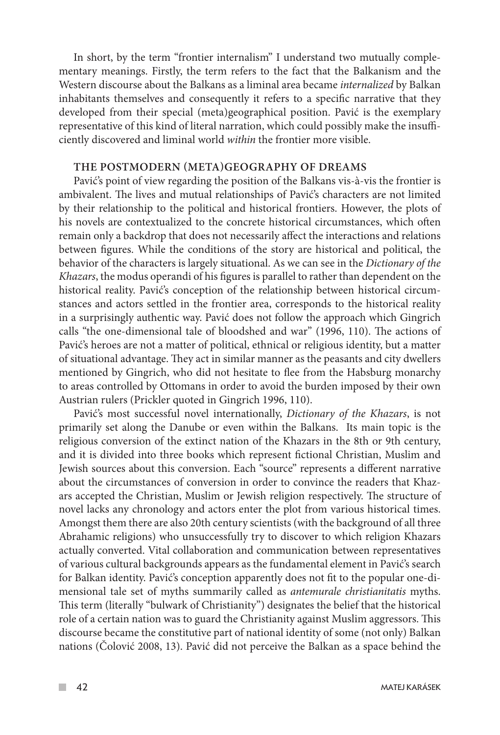In short, by the term "frontier internalism" I understand two mutually complementary meanings. Firstly, the term refers to the fact that the Balkanism and the Western discourse about the Balkans as a liminal area became *internalized* by Balkan inhabitants themselves and consequently it refers to a specific narrative that they developed from their special (meta)geographical position. Pavić is the exemplary representative of this kind of literal narration, which could possibly make the insufficiently discovered and liminal world *within* the frontier more visible.

## THE POSTMODERN (META)GEOGRAPHY OF DREAMS

Pavić's point of view regarding the position of the Balkans vis-à-vis the frontier is ambivalent. The lives and mutual relationships of Pavić's characters are not limited by their relationship to the political and historical frontiers. However, the plots of his novels are contextualized to the concrete historical circumstances, which often remain only a backdrop that does not necessarily affect the interactions and relations between figures. While the conditions of the story are historical and political, the behavior of the characters is largely situational. As we can see in the *Dictionary of the Khazars*, the modus operandi of his figures is parallel to rather than dependent on the historical reality. Pavić's conception of the relationship between historical circumstances and actors settled in the frontier area, corresponds to the historical reality in a surprisingly authentic way. Pavić does not follow the approach which Gingrich calls "the one-dimensional tale of bloodshed and war" (1996, 110). The actions of Pavić's heroes are not a matter of political, ethnical or religious identity, but a matter of situational advantage. They act in similar manner as the peasants and city dwellers mentioned by Gingrich, who did not hesitate to flee from the Habsburg monarchy to areas controlled by Ottomans in order to avoid the burden imposed by their own Austrian rulers (Prickler quoted in Gingrich 1996, 110).

Pavić's most successful novel internationally, *Dictionary of the Khazars*, is not primarily set along the Danube or even within the Balkans. Its main topic is the religious conversion of the extinct nation of the Khazars in the 8th or 9th century, and it is divided into three books which represent fictional Christian, Muslim and Jewish sources about this conversion. Each "source" represents a different narrative about the circumstances of conversion in order to convince the readers that Khazars accepted the Christian, Muslim or Jewish religion respectively. The structure of novel lacks any chronology and actors enter the plot from various historical times. Amongst them there are also 20th century scientists (with the background of all three Abrahamic religions) who unsuccessfully try to discover to which religion Khazars actually converted. Vital collaboration and communication between representatives of various cultural backgrounds appears as the fundamental element in Pavić's search for Balkan identity. Pavić's conception apparently does not fit to the popular one-dimensional tale set of myths summarily called as *antemurale christianitatis* myths. This term (literally "bulwark of Christianity") designates the belief that the historical role of a certain nation was to guard the Christianity against Muslim aggressors. This discourse became the constitutive part of national identity of some (not only) Balkan nations (Čolović 2008, 13). Pavić did not perceive the Balkan as a space behind the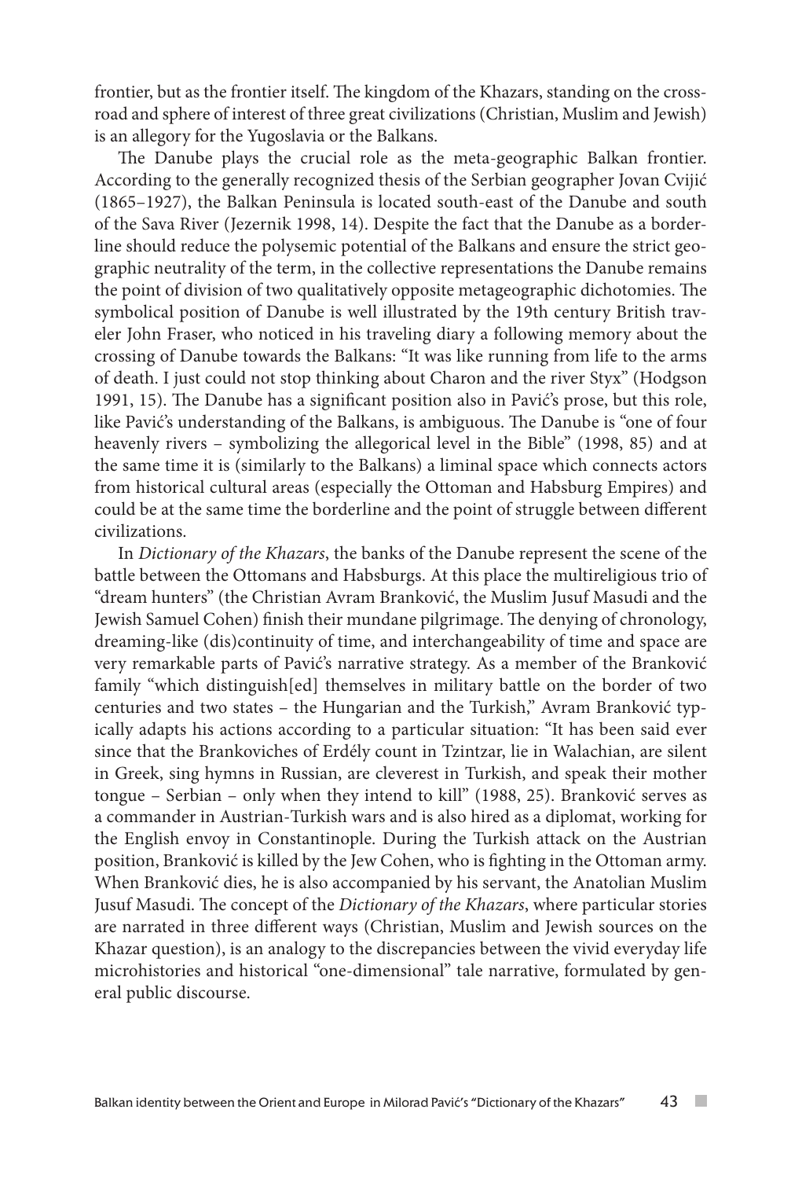frontier, but as the frontier itself. The kingdom of the Khazars, standing on the crossroad and sphere of interest of three great civilizations (Christian, Muslim and Jewish) is an allegory for the Yugoslavia or the Balkans.

The Danube plays the crucial role as the meta-geographic Balkan frontier. According to the generally recognized thesis of the Serbian geographer Jovan Cvijić (1865–1927), the Balkan Peninsula is located south-east of the Danube and south of the Sava River (Jezernik 1998, 14). Despite the fact that the Danube as a borderline should reduce the polysemic potential of the Balkans and ensure the strict geographic neutrality of the term, in the collective representations the Danube remains the point of division of two qualitatively opposite metageographic dichotomies. The symbolical position of Danube is well illustrated by the 19th century British traveler John Fraser, who noticed in his traveling diary a following memory about the crossing of Danube towards the Balkans: "It was like running from life to the arms of death. I just could not stop thinking about Charon and the river Styx" (Hodgson 1991, 15). The Danube has a significant position also in Pavić's prose, but this role, like Pavić's understanding of the Balkans, is ambiguous. The Danube is "one of four heavenly rivers – symbolizing the allegorical level in the Bible" (1998, 85) and at the same time it is (similarly to the Balkans) a liminal space which connects actors from historical cultural areas (especially the Ottoman and Habsburg Empires) and could be at the same time the borderline and the point of struggle between different civilizations.

In *Dictionary of the Khazars*, the banks of the Danube represent the scene of the battle between the Ottomans and Habsburgs. At this place the multireligious trio of "dream hunters" (the Christian Avram Branković, the Muslim Jusuf Masudi and the Jewish Samuel Cohen) finish their mundane pilgrimage. The denying of chronology, dreaming-like (dis)continuity of time, and interchangeability of time and space are very remarkable parts of Pavić's narrative strategy. As a member of the Branković family "which distinguish[ed] themselves in military battle on the border of two centuries and two states – the Hungarian and the Turkish," Avram Branković typically adapts his actions according to a particular situation: "It has been said ever since that the Brankoviches of Erdély count in Tzintzar, lie in Walachian, are silent in Greek, sing hymns in Russian, are cleverest in Turkish, and speak their mother tongue – Serbian – only when they intend to kill" (1988, 25). Branković serves as a commander in Austrian-Turkish wars and is also hired as a diplomat, working for the English envoy in Constantinople. During the Turkish attack on the Austrian position, Branković is killed by the Jew Cohen, who is fighting in the Ottoman army. When Branković dies, he is also accompanied by his servant, the Anatolian Muslim Jusuf Masudi. The concept of the *Dictionary of the Khazars*, where particular stories are narrated in three different ways (Christian, Muslim and Jewish sources on the Khazar question), is an analogy to the discrepancies between the vivid everyday life microhistories and historical "one-dimensional" tale narrative, formulated by general public discourse.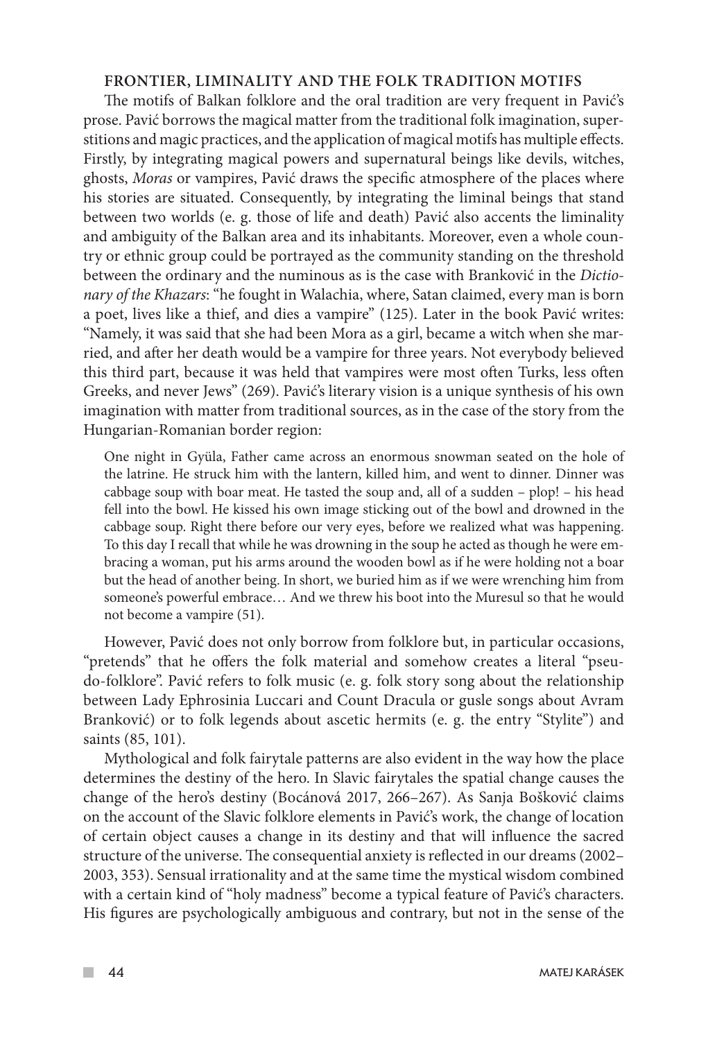## FRONTIER, LIMINALITY AND THE FOLK TRADITION MOTIFS

The motifs of Balkan folklore and the oral tradition are very frequent in Pavić's prose. Pavić borrows the magical matter from the traditional folk imagination, superstitions and magic practices, and the application of magical motifs has multiple effects. Firstly, by integrating magical powers and supernatural beings like devils, witches, ghosts, *Moras* or vampires, Pavić draws the specific atmosphere of the places where his stories are situated. Consequently, by integrating the liminal beings that stand between two worlds (e. g. those of life and death) Pavić also accents the liminality and ambiguity of the Balkan area and its inhabitants. Moreover, even a whole country or ethnic group could be portrayed as the community standing on the threshold between the ordinary and the numinous as is the case with Branković in the *Dictionary of the Khazars*: "he fought in Walachia, where, Satan claimed, every man is born a poet, lives like a thief, and dies a vampire" (125). Later in the book Pavić writes: "Namely, it was said that she had been Mora as a girl, became a witch when she married, and after her death would be a vampire for three years. Not everybody believed this third part, because it was held that vampires were most often Turks, less often Greeks, and never Jews" (269). Pavić's literary vision is a unique synthesis of his own imagination with matter from traditional sources, as in the case of the story from the Hungarian-Romanian border region:

> One night in Gyüla, Father came across an enormous snowman seated on the hole of the latrine. He struck him with the lantern, killed him, and went to dinner. Dinner was cabbage soup with boar meat. He tasted the soup and, all of a sudden – plop! – his head fell into the bowl. He kissed his own image sticking out of the bowl and drowned in the cabbage soup. Right there before our very eyes, before we realized what was happening. To this day I recall that while he was drowning in the soup he acted as though he were embracing a woman, put his arms around the wooden bowl as if he were holding not a boar but the head of another being. In short, we buried him as if we were wrenching him from someone's powerful embrace… And we threw his boot into the Muresul so that he would not become a vampire (51).

However, Pavić does not only borrow from folklore but, in particular occasions, "pretends" that he offers the folk material and somehow creates a literal "pseudo-folklore". Pavić refers to folk music (e. g. folk story song about the relationship between Lady Ephrosinia Luccari and Count Dracula or gusle songs about Avram Branković) or to folk legends about ascetic hermits (e. g. the entry "Stylite") and saints (85, 101).

Mythological and folk fairytale patterns are also evident in the way how the place determines the destiny of the hero. In Slavic fairytales the spatial change causes the change of the hero's destiny (Bocánová 2017, 266–267). As Sanja Bošković claims on the account of the Slavic folklore elements in Pavić's work, the change of location of certain object causes a change in its destiny and that will influence the sacred structure of the universe. The consequential anxiety is reflected in our dreams (2002–2003, 353). Sensual irrationality and at the same time the mystical wisdom combined with a certain kind of "holy madness" become a typical feature of Pavić's characters. His figures are psychologically ambiguous and contrary, but not in the sense of the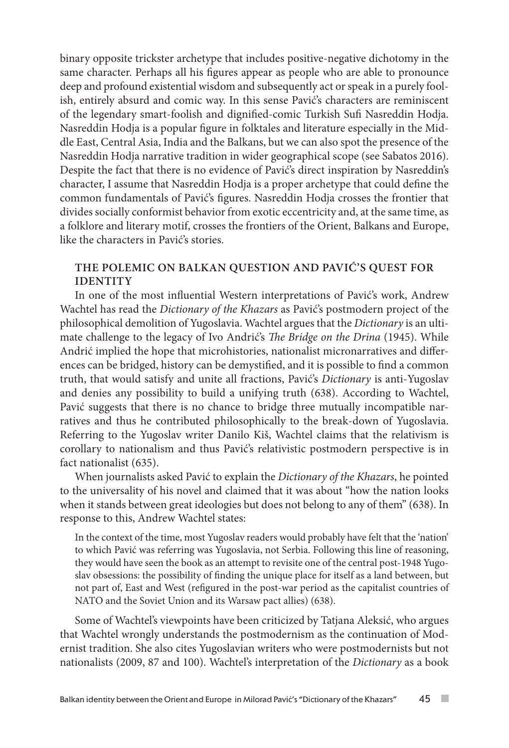binary opposite trickster archetype that includes positive-negative dichotomy in the same character. Perhaps all his figures appear as people who are able to pronounce deep and profound existential wisdom and subsequently act or speak in a purely foolish, entirely absurd and comic way. In this sense Pavić's characters are reminiscent of the legendary smart-foolish and dignified-comic Turkish Sufi Nasreddin Hodja. Nasreddin Hodja is a popular figure in folktales and literature especially in the Middle East, Central Asia, India and the Balkans, but we can also spot the presence of the Nasreddin Hodja narrative tradition in wider geographical scope (see Sabatos 2016). Despite the fact that there is no evidence of Pavić's direct inspiration by Nasreddin's character, I assume that Nasreddin Hodja is a proper archetype that could define the common fundamentals of Pavić's figures. Nasreddin Hodja crosses the frontier that divides socially conformist behavior from exotic eccentricity and, at the same time, as a folklore and literary motif, crosses the frontiers of the Orient, Balkans and Europe, like the characters in Pavić's stories.

## THE POLEMIC ON BALKAN QUESTION AND PAVIĆ'S QUEST FOR IDENTITY

In one of the most influential Western interpretations of Pavić's work, Andrew Wachtel has read the *Dictionary of the Khazars* as Pavić's postmodern project of the philosophical demolition of Yugoslavia. Wachtel argues that the *Dictionary* is an ultimate challenge to the legacy of Ivo Andrić's *The Bridge on the Drina* (1945). While Andrić implied the hope that microhistories, nationalist micronarratives and differences can be bridged, history can be demystified, and it is possible to find a common truth, that would satisfy and unite all fractions, Pavić's *Dictionary* is anti-Yugoslav and denies any possibility to build a unifying truth (638). According to Wachtel, Pavić suggests that there is no chance to bridge three mutually incompatible narratives and thus he contributed philosophically to the break-down of Yugoslavia. Referring to the Yugoslav writer Danilo Kiš, Wachtel claims that the relativism is corollary to nationalism and thus Pavić's relativistic postmodern perspective is in fact nationalist (635).

When journalists asked Pavić to explain the *Dictionary of the Khazars*, he pointed to the universality of his novel and claimed that it was about "how the nation looks when it stands between great ideologies but does not belong to any of them" (638). In response to this, Andrew Wachtel states:

> In the context of the time, most Yugoslav readers would probably have felt that the 'nation' to which Pavić was referring was Yugoslavia, not Serbia. Following this line of reasoning, they would have seen the book as an attempt to revisite one of the central post-1948 Yugoslav obsessions: the possibility of finding the unique place for itself as a land between, but not part of, East and West (refigured in the post-war period as the capitalist countries of NATO and the Soviet Union and its Warsaw pact allies) (638).

Some of Wachtel's viewpoints have been criticized by Tatjana Aleksić, who argues that Wachtel wrongly understands the postmodernism as the continuation of Modernist tradition. She also cites Yugoslavian writers who were postmodernists but not nationalists (2009, 87 and 100). Wachtel's interpretation of the *Dictionary* as a book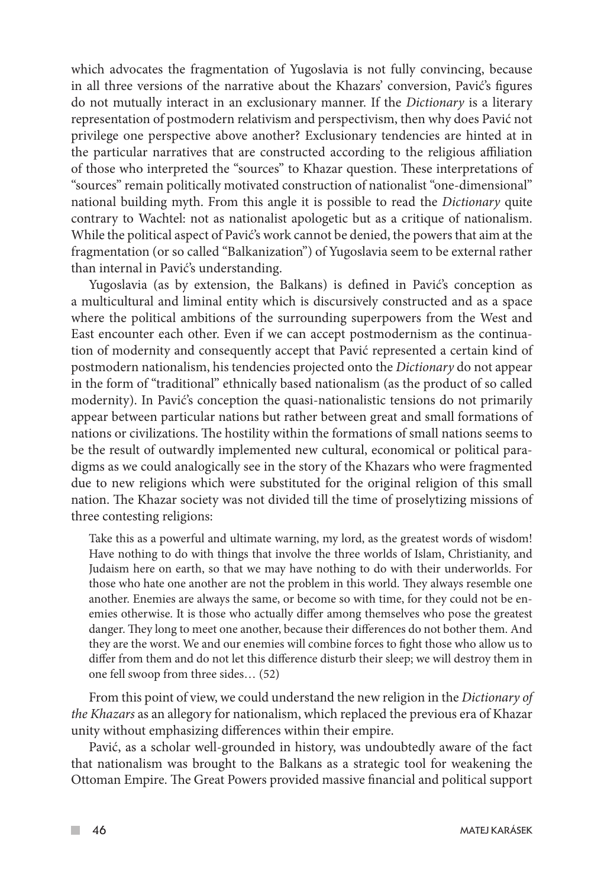which advocates the fragmentation of Yugoslavia is not fully convincing, because in all three versions of the narrative about the Khazars' conversion, Pavić's figures do not mutually interact in an exclusionary manner. If the *Dictionary* is a literary representation of postmodern relativism and perspectivism, then why does Pavić not privilege one perspective above another? Exclusionary tendencies are hinted at in the particular narratives that are constructed according to the religious affiliation of those who interpreted the "sources" to Khazar question. These interpretations of "sources" remain politically motivated construction of nationalist "one-dimensional" national building myth. From this angle it is possible to read the *Dictionary* quite contrary to Wachtel: not as nationalist apologetic but as a critique of nationalism. While the political aspect of Pavić's work cannot be denied, the powers that aim at the fragmentation (or so called "Balkanization") of Yugoslavia seem to be external rather than internal in Pavić's understanding.

Yugoslavia (as by extension, the Balkans) is defined in Pavić's conception as a multicultural and liminal entity which is discursively constructed and as a space where the political ambitions of the surrounding superpowers from the West and East encounter each other. Even if we can accept postmodernism as the continuation of modernity and consequently accept that Pavić represented a certain kind of postmodern nationalism, his tendencies projected onto the *Dictionary* do not appear in the form of "traditional" ethnically based nationalism (as the product of so called modernity). In Pavić's conception the quasi-nationalistic tensions do not primarily appear between particular nations but rather between great and small formations of nations or civilizations. The hostility within the formations of small nations seems to be the result of outwardly implemented new cultural, economical or political paradigms as we could analogically see in the story of the Khazars who were fragmented due to new religions which were substituted for the original religion of this small nation. The Khazar society was not divided till the time of proselytizing missions of three contesting religions:

> Take this as a powerful and ultimate warning, my lord, as the greatest words of wisdom! Have nothing to do with things that involve the three worlds of Islam, Christianity, and Judaism here on earth, so that we may have nothing to do with their underworlds. For those who hate one another are not the problem in this world. They always resemble one another. Enemies are always the same, or become so with time, for they could not be enemies otherwise. It is those who actually differ among themselves who pose the greatest danger. They long to meet one another, because their differences do not bother them. And they are the worst. We and our enemies will combine forces to fight those who allow us to differ from them and do not let this difference disturb their sleep; we will destroy them in one fell swoop from three sides… (52)

From this point of view, we could understand the new religion in the *Dictionary of the Khazars* as an allegory for nationalism, which replaced the previous era of Khazar unity without emphasizing differences within their empire.

Pavić, as a scholar well-grounded in history, was undoubtedly aware of the fact that nationalism was brought to the Balkans as a strategic tool for weakening the Ottoman Empire. The Great Powers provided massive financial and political support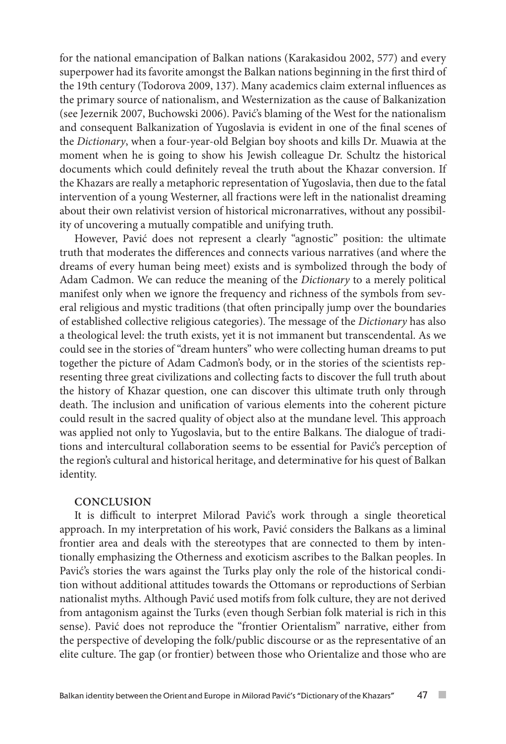for the national emancipation of Balkan nations (Karakasidou 2002, 577) and every superpower had its favorite amongst the Balkan nations beginning in the first third of the 19th century (Todorova 2009, 137). Many academics claim external influences as the primary source of nationalism, and Westernization as the cause of Balkanization (see Jezernik 2007, Buchowski 2006). Pavić's blaming of the West for the nationalism and consequent Balkanization of Yugoslavia is evident in one of the final scenes of the *Dictionary*, when a four-year-old Belgian boy shoots and kills Dr. Muawia at the moment when he is going to show his Jewish colleague Dr. Schultz the historical documents which could definitely reveal the truth about the Khazar conversion. If the Khazars are really a metaphoric representation of Yugoslavia, then due to the fatal intervention of a young Westerner, all fractions were left in the nationalist dreaming about their own relativist version of historical micronarratives, without any possibility of uncovering a mutually compatible and unifying truth.

However, Pavić does not represent a clearly "agnostic" position: the ultimate truth that moderates the differences and connects various narratives (and where the dreams of every human being meet) exists and is symbolized through the body of Adam Cadmon. We can reduce the meaning of the *Dictionary* to a merely political manifest only when we ignore the frequency and richness of the symbols from several religious and mystic traditions (that often principally jump over the boundaries of established collective religious categories). The message of the *Dictionary* has also a theological level: the truth exists, yet it is not immanent but transcendental. As we could see in the stories of "dream hunters" who were collecting human dreams to put together the picture of Adam Cadmon's body, or in the stories of the scientists representing three great civilizations and collecting facts to discover the full truth about the history of Khazar question, one can discover this ultimate truth only through death. The inclusion and unification of various elements into the coherent picture could result in the sacred quality of object also at the mundane level. This approach was applied not only to Yugoslavia, but to the entire Balkans. The dialogue of traditions and intercultural collaboration seems to be essential for Pavić's perception of the region's cultural and historical heritage, and determinative for his quest of Balkan identity.

## CONCLUSION

It is difficult to interpret Milorad Pavić's work through a single theoretical approach. In my interpretation of his work, Pavić considers the Balkans as a liminal frontier area and deals with the stereotypes that are connected to them by intentionally emphasizing the Otherness and exoticism ascribes to the Balkan peoples. In Pavić's stories the wars against the Turks play only the role of the historical condition without additional attitudes towards the Ottomans or reproductions of Serbian nationalist myths. Although Pavić used motifs from folk culture, they are not derived from antagonism against the Turks (even though Serbian folk material is rich in this sense). Pavić does not reproduce the "frontier Orientalism" narrative, either from the perspective of developing the folk/public discourse or as the representative of an elite culture. The gap (or frontier) between those who Orientalize and those who are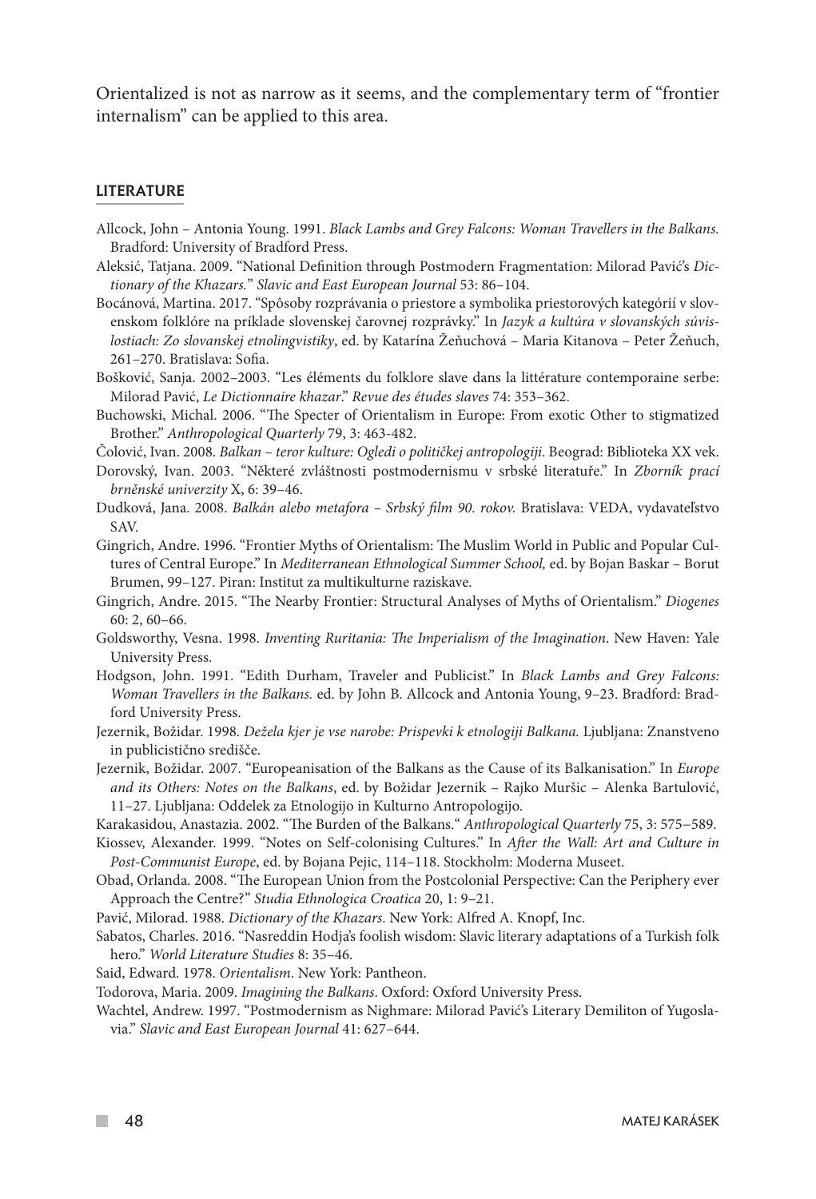Orientalized is not as narrow as it seems, and the complementary term of "frontier internalism" can be applied to this area.

## LITERATURE

Allcock, John – Antonia Young. 1991. *Black Lambs and Grey Falcons: Woman Travellers in the Balkans.* Bradford: University of Bradford Press.

Aleksić, Tatjana. 2009. "National Definition through Postmodern Fragmentation: Milorad Pavić's *Dictionary of the Khazars.*" *Slavic and East European Journal* 53: 86–104.

Bocánová, Martina. 2017. "Spôsoby rozprávania o priestore a symbolika priestorových kategórií v slovenskom folklóre na príklade slovenskej čarovnej rozprávky." In *Jazyk a kultúra v slovanských súvislostiach: Zo slovanskej etnolingvistiky*, ed. by Katarína Žeňuchová – Maria Kitanova – Peter Žeňuch, 261–270. Bratislava: Sofia.

Bošković, Sanja. 2002–2003. "Les éléments du folklore slave dans la littérature contemporaine serbe: Milorad Pavić, *Le Dictionnaire khazar.*" *Revue des études slaves* 74: 353–362.

Buchowski, Michal. 2006. "The Specter of Orientalism in Europe: From exotic Other to stigmatized Brother." *Anthropological Quarterly* 79, 3: 463-482.

Čolović, Ivan. 2008. *Balkan – teror kulture: Ogledi o političkej antropologiji*. Beograd: Biblioteka XX vek.

Dorovský, Ivan. 2003. "Některé zvláštnosti postmodernismu v srbské literatuře." In *Zborník prací brněnské univerzity* X, 6: 39–46.

Dudková, Jana. 2008. *Balkán alebo metafora – Srbský film 90. rokov.* Bratislava: VEDA, vydavateľstvo SAV.

Gingrich, Andre. 1996. "Frontier Myths of Orientalism: The Muslim World in Public and Popular Cultures of Central Europe." In *Mediterranean Ethnological Summer School,* ed. by Bojan Baskar – Borut Brumen, 99–127. Piran: Institut za multikulturne raziskave.

Gingrich, Andre. 2015. "The Nearby Frontier: Structural Analyses of Myths of Orientalism." *Diogenes* 60: 2, 60–66.

Goldsworthy, Vesna. 1998. *Inventing Ruritania: The Imperialism of the Imagination*. New Haven: Yale University Press.

Hodgson, John. 1991. "Edith Durham, Traveler and Publicist." In *Black Lambs and Grey Falcons: Woman Travellers in the Balkans.* ed. by John B. Allcock and Antonia Young, 9–23. Bradford: Bradford University Press.

Jezernik, Božidar. 1998. *Dežela kjer je vse narobe: Prispevki k etnologiji Balkana.* Ljubljana: Znanstveno in publicistično središče.

Jezernik, Božidar. 2007. "Europeanisation of the Balkans as the Cause of its Balkanisation." In *Europe and its Others: Notes on the Balkans*, ed. by Božidar Jezernik – Rajko Muršic – Alenka Bartulović, 11–27. Ljubljana: Oddelek za Etnologijo in Kulturno Antropologijo.

Karakasidou, Anastazia. 2002. "The Burden of the Balkans." *Anthropological Quarterly* 75, 3: 575–589.

Kiossev, Alexander. 1999. "Notes on Self-colonising Cultures." In *After the Wall: Art and Culture in Post-Communist Europe*, ed. by Bojana Pejic, 114–118. Stockholm: Moderna Museet.

Obad, Orlanda. 2008. "The European Union from the Postcolonial Perspective: Can the Periphery ever Approach the Centre?" *Studia Ethnologica Croatica* 20, 1: 9–21.

Pavić, Milorad. 1988. *Dictionary of the Khazars*. New York: Alfred A. Knopf, Inc.

Sabatos, Charles. 2016. "Nasreddin Hodja's foolish wisdom: Slavic literary adaptations of a Turkish folk hero." *World Literature Studies* 8: 35–46.

Said, Edward. 1978. *Orientalism*. New York: Pantheon.

Todorova, Maria. 2009. *Imagining the Balkans*. Oxford: Oxford University Press.

Wachtel, Andrew. 1997. "Postmodernism as Nighmare: Milorad Pavić's Literary Demiliton of Yugoslavia." *Slavic and East European Journal* 41: 627–644.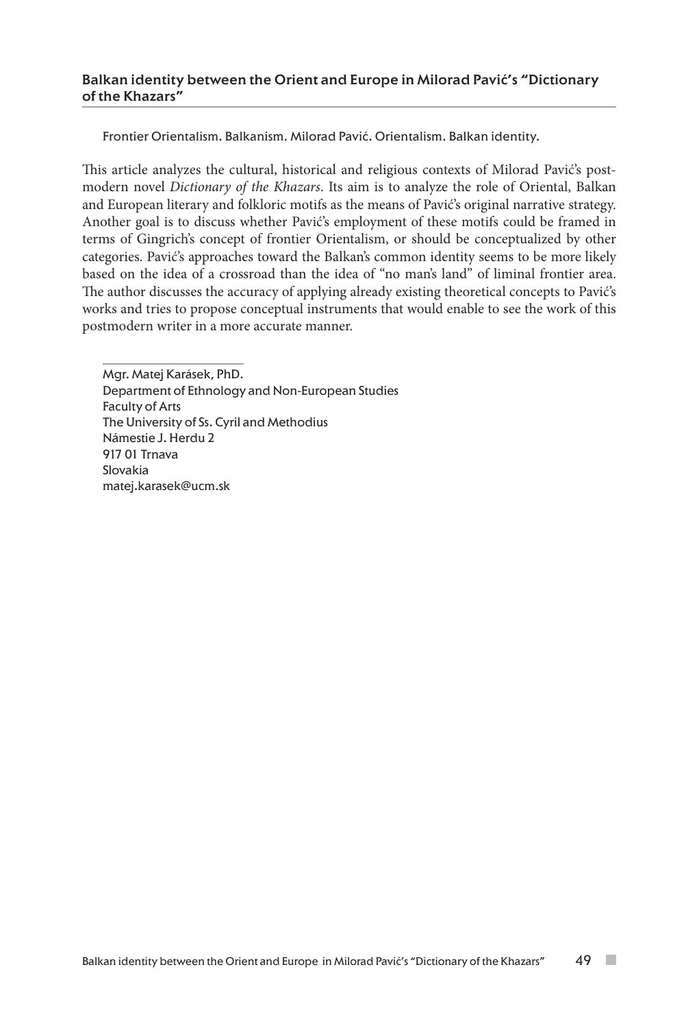## Balkan identity between the Orient and Europe in Milorad Pavić's "Dictionary of the Khazars"

Frontier Orientalism. Balkanism. Milorad Pavić. Orientalism. Balkan identity.

This article analyzes the cultural, historical and religious contexts of Milorad Pavić's post-modern novel *Dictionary of the Khazars*. Its aim is to analyze the role of Oriental, Balkan and European literary and folkloric motifs as the means of Pavić's original narrative strategy. Another goal is to discuss whether Pavić's employment of these motifs could be framed in terms of Gingrich's concept of frontier Orientalism, or should be conceptualized by other categories. Pavić's approaches toward the Balkan's common identity seems to be more likely based on the idea of a crossroad than the idea of "no man's land" of liminal frontier area. The author discusses the accuracy of applying already existing theoretical concepts to Pavić's works and tries to propose conceptual instruments that would enable to see the work of this postmodern writer in a more accurate manner.

---

Mgr. Matej Karásek, PhD.
Department of Ethnology and Non-European Studies
Faculty of Arts
The University of Ss. Cyril and Methodius
Námestie J. Herdu 2
917 01 Trnava
Slovakia
matej.karasek@ucm.sk